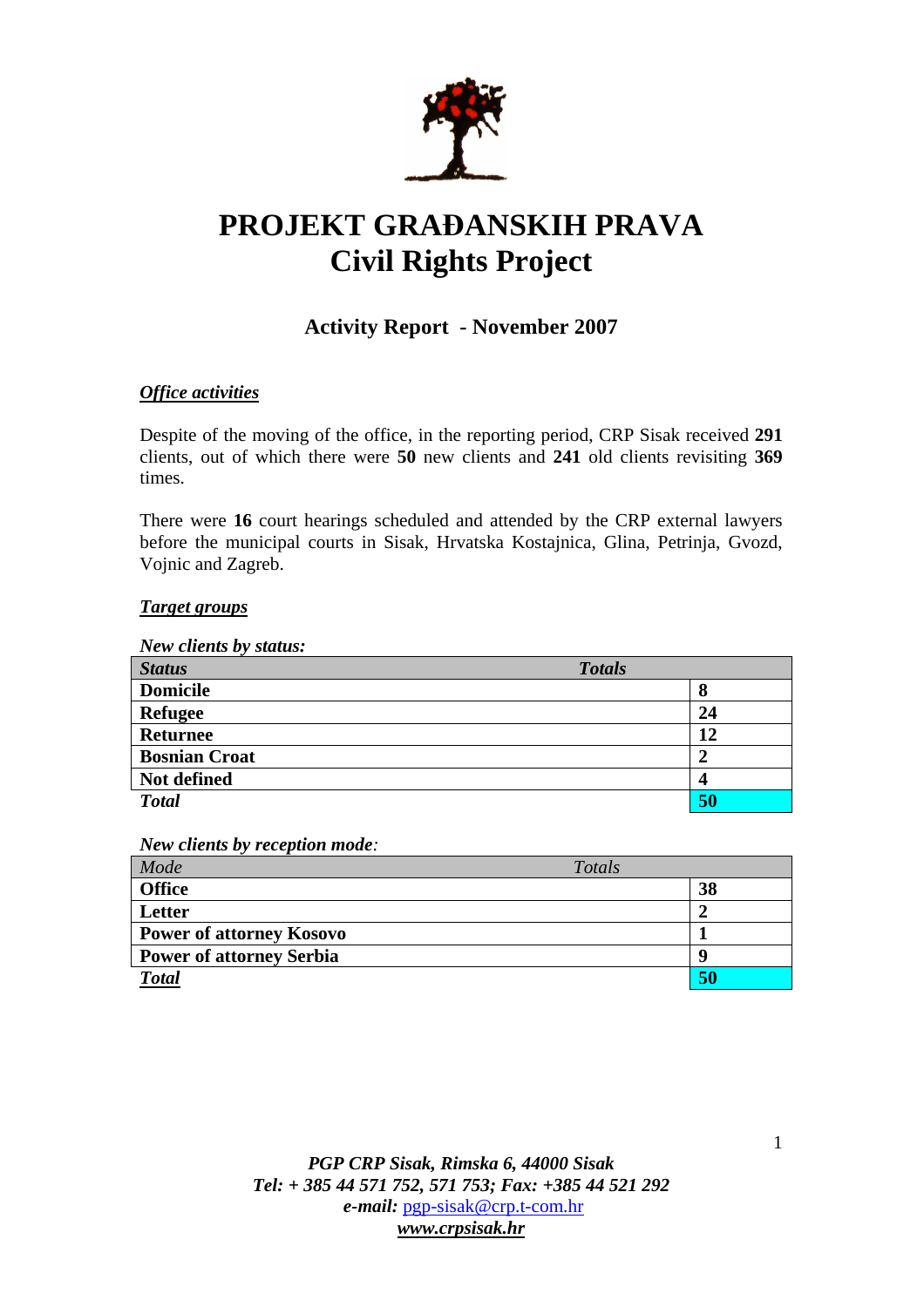# PROJEKT GRAĐANSKIH PRAVA
# Civil Rights Project

## Activity Report - November 2007

### *Office activities*

Despite of the moving of the office, in the reporting period, CRP Sisak received **291** clients, out of which there were **50** new clients and **241** old clients revisiting **369** times.

There were **16** court hearings scheduled and attended by the CRP external lawyers before the municipal courts in Sisak, Hrvatska Kostajnica, Glina, Petrinja, Gvozd, Vojnic and Zagreb.

### *Target groups*

***New clients by status:***

| *Status* | *Totals* |
|---|---|
| **Domicile** | **8** |
| **Refugee** | **24** |
| **Returnee** | **12** |
| **Bosnian Croat** | **2** |
| **Not defined** | **4** |
| ***Total*** | **50** |

***New clients by reception mode:***

| *Mode* | *Totals* |
|---|---|
| **Office** | **38** |
| **Letter** | **2** |
| **Power of attorney Kosovo** | **1** |
| **Power of attorney Serbia** | **9** |
| ***Total*** | **50** |

***PGP CRP Sisak, Rimska 6, 44000 Sisak***
***Tel: + 385 44 571 752, 571 753; Fax: +385 44 521 292***
***e-mail:*** pgp-sisak@crp.t-com.hr
***www.crpsisak.hr***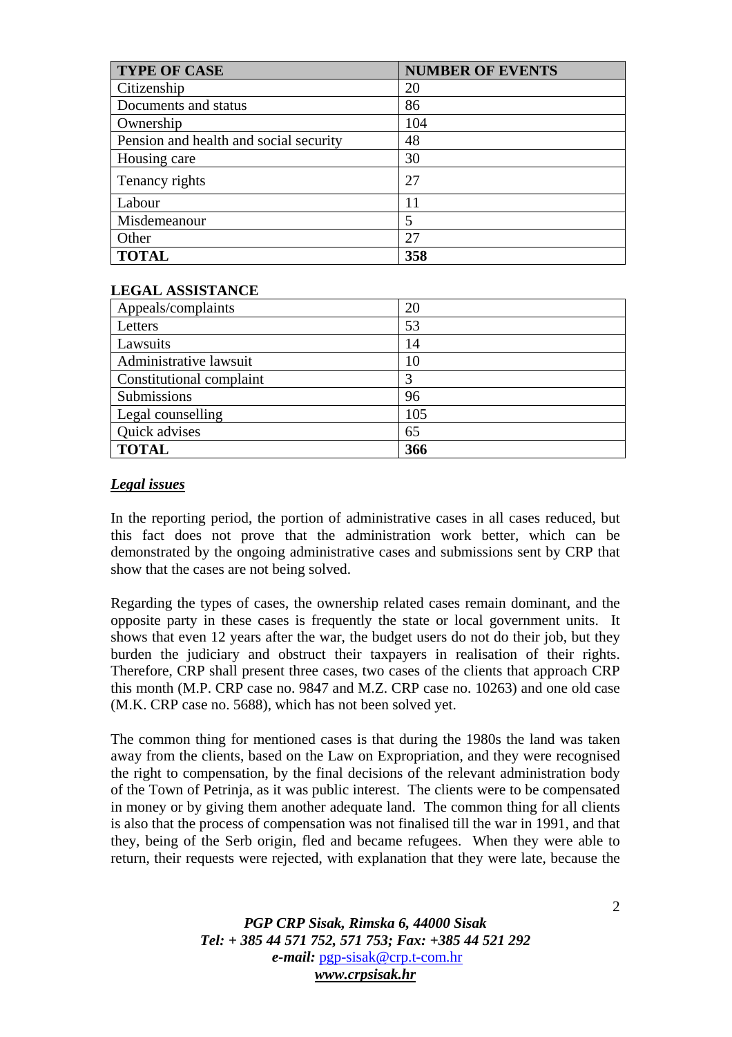| TYPE OF CASE | NUMBER OF EVENTS |
|---|---|
| Citizenship | 20 |
| Documents and status | 86 |
| Ownership | 104 |
| Pension and health and social security | 48 |
| Housing care | 30 |
| Tenancy rights | 27 |
| Labour | 11 |
| Misdemeanour | 5 |
| Other | 27 |
| **TOTAL** | **358** |

**LEGAL ASSISTANCE**

| | |
|---|---|
| Appeals/complaints | 20 |
| Letters | 53 |
| Lawsuits | 14 |
| Administrative lawsuit | 10 |
| Constitutional complaint | 3 |
| Submissions | 96 |
| Legal counselling | 105 |
| Quick advises | 65 |
| **TOTAL** | **366** |

***Legal issues***

In the reporting period, the portion of administrative cases in all cases reduced, but this fact does not prove that the administration work better, which can be demonstrated by the ongoing administrative cases and submissions sent by CRP that show that the cases are not being solved.

Regarding the types of cases, the ownership related cases remain dominant, and the opposite party in these cases is frequently the state or local government units. It shows that even 12 years after the war, the budget users do not do their job, but they burden the judiciary and obstruct their taxpayers in realisation of their rights. Therefore, CRP shall present three cases, two cases of the clients that approach CRP this month (M.P. CRP case no. 9847 and M.Z. CRP case no. 10263) and one old case (M.K. CRP case no. 5688), which has not been solved yet.

The common thing for mentioned cases is that during the 1980s the land was taken away from the clients, based on the Law on Expropriation, and they were recognised the right to compensation, by the final decisions of the relevant administration body of the Town of Petrinja, as it was public interest. The clients were to be compensated in money or by giving them another adequate land. The common thing for all clients is also that the process of compensation was not finalised till the war in 1991, and that they, being of the Serb origin, fled and became refugees. When they were able to return, their requests were rejected, with explanation that they were late, because the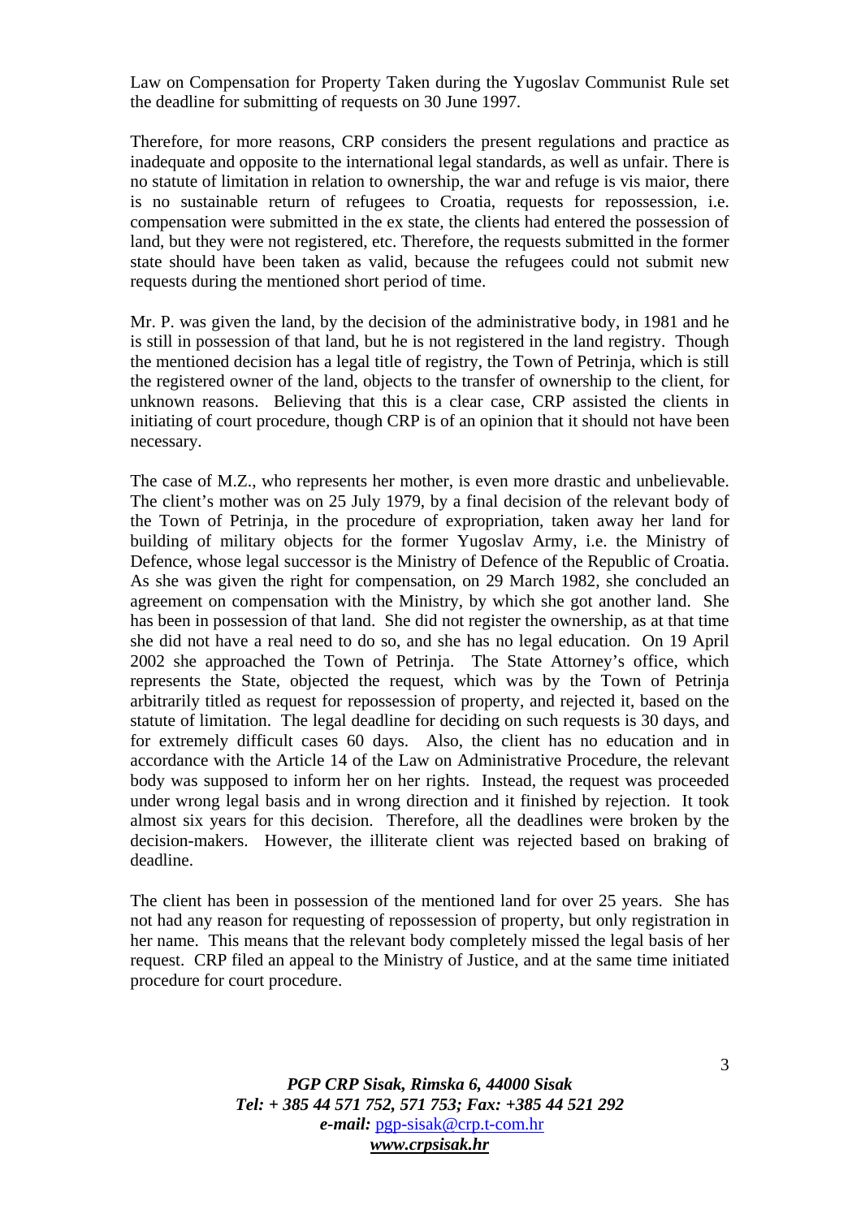Law on Compensation for Property Taken during the Yugoslav Communist Rule set the deadline for submitting of requests on 30 June 1997.

Therefore, for more reasons, CRP considers the present regulations and practice as inadequate and opposite to the international legal standards, as well as unfair. There is no statute of limitation in relation to ownership, the war and refuge is vis maior, there is no sustainable return of refugees to Croatia, requests for repossession, i.e. compensation were submitted in the ex state, the clients had entered the possession of land, but they were not registered, etc. Therefore, the requests submitted in the former state should have been taken as valid, because the refugees could not submit new requests during the mentioned short period of time.

Mr. P. was given the land, by the decision of the administrative body, in 1981 and he is still in possession of that land, but he is not registered in the land registry. Though the mentioned decision has a legal title of registry, the Town of Petrinja, which is still the registered owner of the land, objects to the transfer of ownership to the client, for unknown reasons. Believing that this is a clear case, CRP assisted the clients in initiating of court procedure, though CRP is of an opinion that it should not have been necessary.

The case of M.Z., who represents her mother, is even more drastic and unbelievable. The client's mother was on 25 July 1979, by a final decision of the relevant body of the Town of Petrinja, in the procedure of expropriation, taken away her land for building of military objects for the former Yugoslav Army, i.e. the Ministry of Defence, whose legal successor is the Ministry of Defence of the Republic of Croatia. As she was given the right for compensation, on 29 March 1982, she concluded an agreement on compensation with the Ministry, by which she got another land. She has been in possession of that land. She did not register the ownership, as at that time she did not have a real need to do so, and she has no legal education. On 19 April 2002 she approached the Town of Petrinja. The State Attorney's office, which represents the State, objected the request, which was by the Town of Petrinja arbitrarily titled as request for repossession of property, and rejected it, based on the statute of limitation. The legal deadline for deciding on such requests is 30 days, and for extremely difficult cases 60 days. Also, the client has no education and in accordance with the Article 14 of the Law on Administrative Procedure, the relevant body was supposed to inform her on her rights. Instead, the request was proceeded under wrong legal basis and in wrong direction and it finished by rejection. It took almost six years for this decision. Therefore, all the deadlines were broken by the decision-makers. However, the illiterate client was rejected based on braking of deadline.

The client has been in possession of the mentioned land for over 25 years. She has not had any reason for requesting of repossession of property, but only registration in her name. This means that the relevant body completely missed the legal basis of her request. CRP filed an appeal to the Ministry of Justice, and at the same time initiated procedure for court procedure.

***PGP CRP Sisak, Rimska 6, 44000 Sisak***
***Tel: + 385 44 571 752, 571 753; Fax: +385 44 521 292***
***e-mail:*** pgp-sisak@crp.t-com.hr
***www.crpsisak.hr***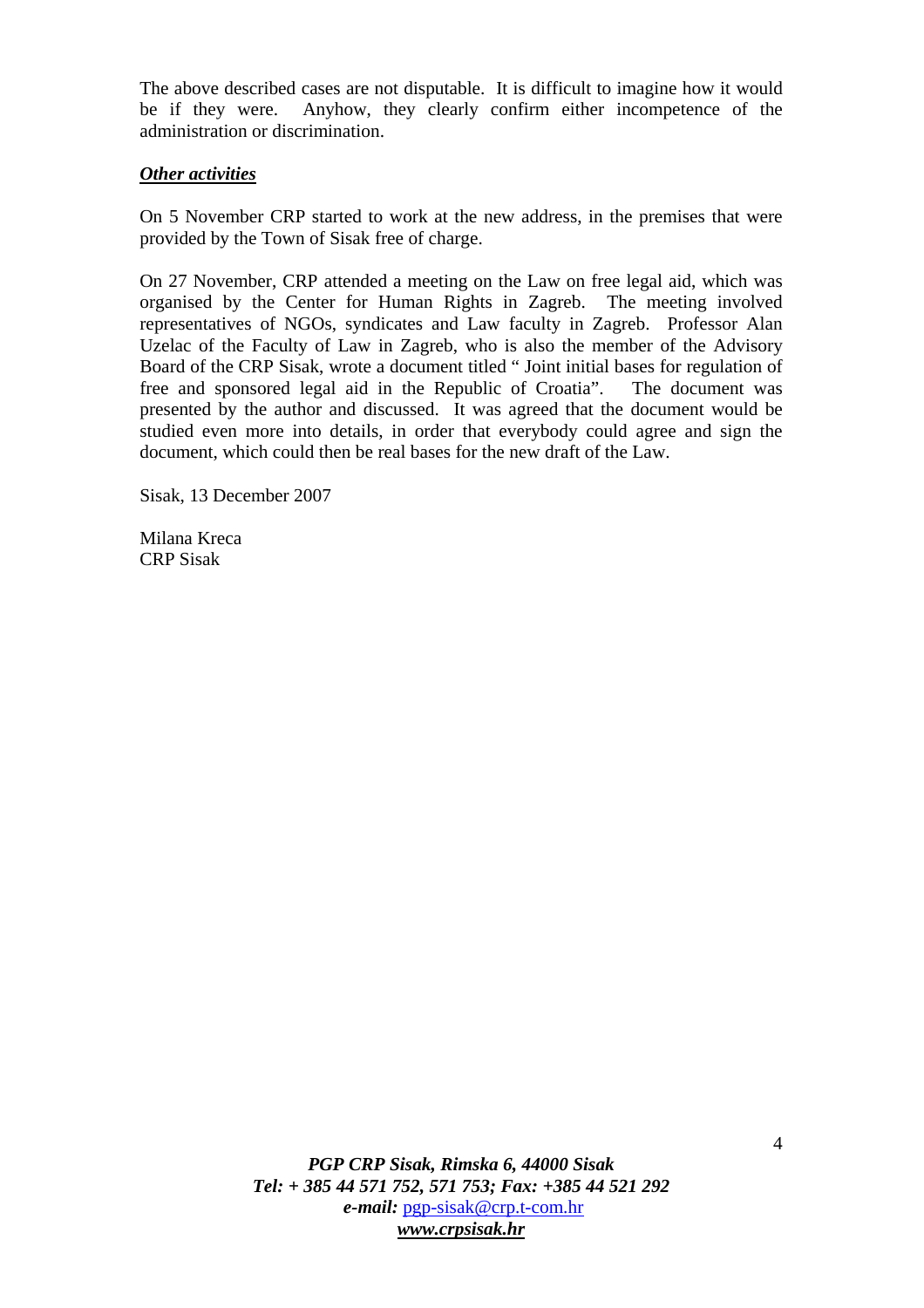The above described cases are not disputable. It is difficult to imagine how it would be if they were. Anyhow, they clearly confirm either incompetence of the administration or discrimination.

***Other activities***

On 5 November CRP started to work at the new address, in the premises that were provided by the Town of Sisak free of charge.

On 27 November, CRP attended a meeting on the Law on free legal aid, which was organised by the Center for Human Rights in Zagreb. The meeting involved representatives of NGOs, syndicates and Law faculty in Zagreb. Professor Alan Uzelac of the Faculty of Law in Zagreb, who is also the member of the Advisory Board of the CRP Sisak, wrote a document titled " Joint initial bases for regulation of free and sponsored legal aid in the Republic of Croatia". The document was presented by the author and discussed. It was agreed that the document would be studied even more into details, in order that everybody could agree and sign the document, which could then be real bases for the new draft of the Law.

Sisak, 13 December 2007

Milana Kreca
CRP Sisak

***PGP CRP Sisak, Rimska 6, 44000 Sisak***
***Tel: + 385 44 571 752, 571 753; Fax: +385 44 521 292***
***e-mail:*** pgp-sisak@crp.t-com.hr
***www.crpsisak.hr***